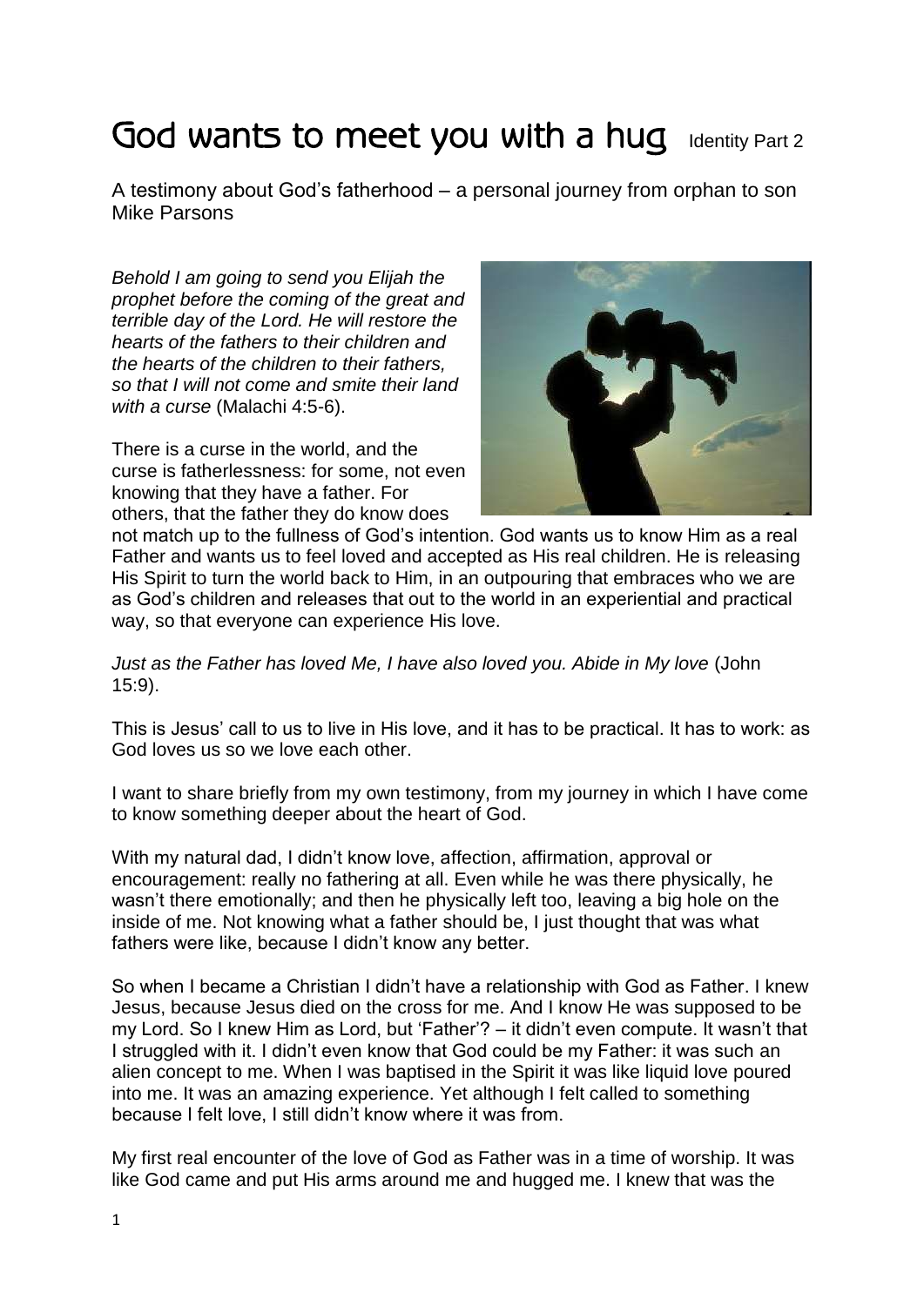# God wants to meet you with a hug Identity Part 2

A testimony about God's fatherhood – a personal journey from orphan to son
Mike Parsons

*Behold I am going to send you Elijah the prophet before the coming of the great and terrible day of the Lord. He will restore the hearts of the fathers to their children and the hearts of the children to their fathers, so that I will not come and smite their land with a curse* (Malachi 4:5-6).

There is a curse in the world, and the curse is fatherlessness: for some, not even knowing that they have a father. For others, that the father they do know does not match up to the fullness of God's intention. God wants us to know Him as a real Father and wants us to feel loved and accepted as His real children. He is releasing His Spirit to turn the world back to Him, in an outpouring that embraces who we are as God's children and releases that out to the world in an experiential and practical way, so that everyone can experience His love.

*Just as the Father has loved Me, I have also loved you. Abide in My love* (John 15:9).

This is Jesus' call to us to live in His love, and it has to be practical. It has to work: as God loves us so we love each other.

I want to share briefly from my own testimony, from my journey in which I have come to know something deeper about the heart of God.

With my natural dad, I didn't know love, affection, affirmation, approval or encouragement: really no fathering at all. Even while he was there physically, he wasn't there emotionally; and then he physically left too, leaving a big hole on the inside of me. Not knowing what a father should be, I just thought that was what fathers were like, because I didn't know any better.

So when I became a Christian I didn't have a relationship with God as Father. I knew Jesus, because Jesus died on the cross for me. And I know He was supposed to be my Lord. So I knew Him as Lord, but 'Father'? – it didn't even compute. It wasn't that I struggled with it. I didn't even know that God could be my Father: it was such an alien concept to me. When I was baptised in the Spirit it was like liquid love poured into me. It was an amazing experience. Yet although I felt called to something because I felt love, I still didn't know where it was from.

My first real encounter of the love of God as Father was in a time of worship. It was like God came and put His arms around me and hugged me. I knew that was the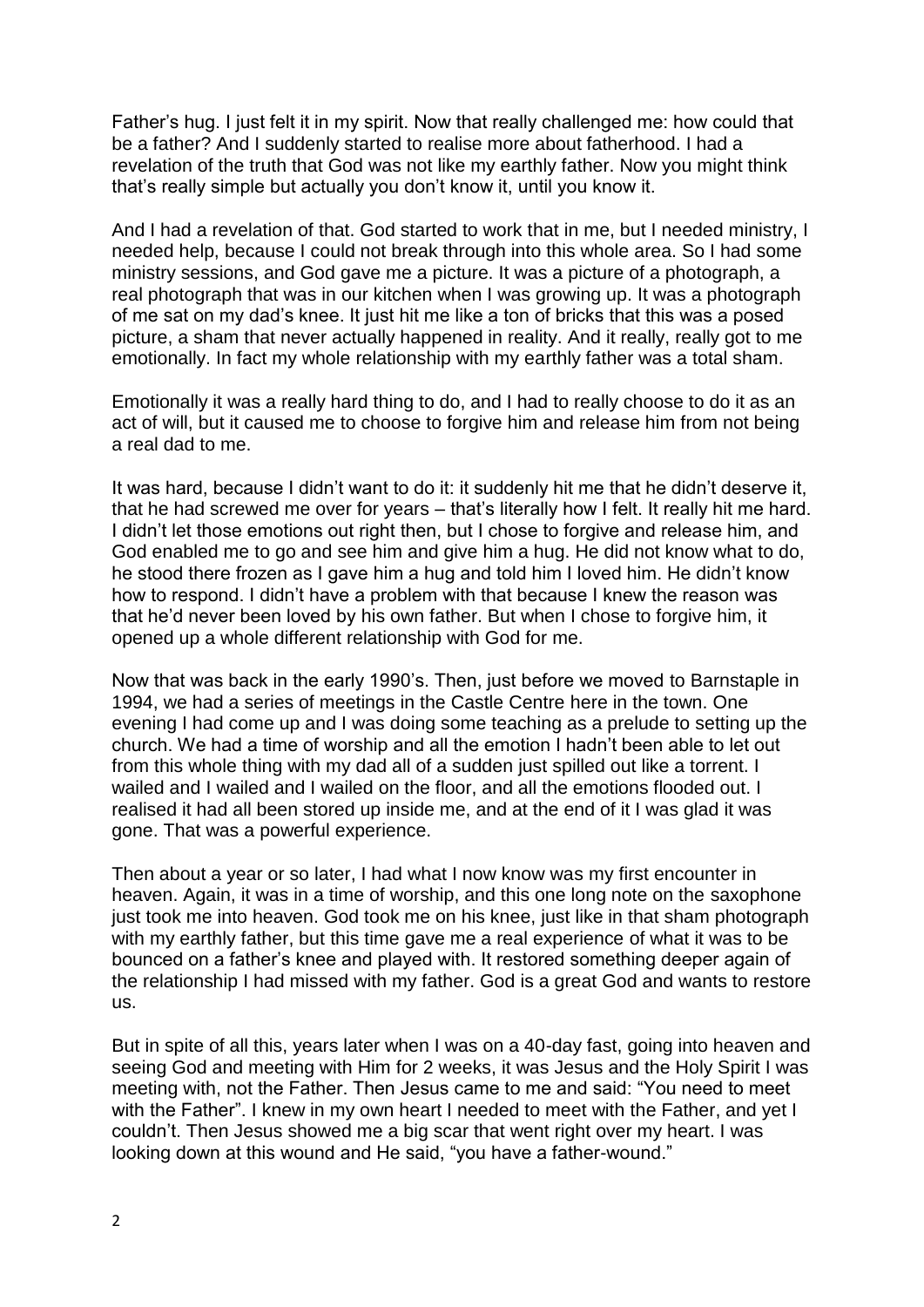Father's hug. I just felt it in my spirit. Now that really challenged me: how could that be a father? And I suddenly started to realise more about fatherhood. I had a revelation of the truth that God was not like my earthly father. Now you might think that's really simple but actually you don't know it, until you know it.

And I had a revelation of that. God started to work that in me, but I needed ministry, I needed help, because I could not break through into this whole area. So I had some ministry sessions, and God gave me a picture. It was a picture of a photograph, a real photograph that was in our kitchen when I was growing up. It was a photograph of me sat on my dad's knee. It just hit me like a ton of bricks that this was a posed picture, a sham that never actually happened in reality. And it really, really got to me emotionally. In fact my whole relationship with my earthly father was a total sham.

Emotionally it was a really hard thing to do, and I had to really choose to do it as an act of will, but it caused me to choose to forgive him and release him from not being a real dad to me.

It was hard, because I didn't want to do it: it suddenly hit me that he didn't deserve it, that he had screwed me over for years – that's literally how I felt. It really hit me hard. I didn't let those emotions out right then, but I chose to forgive and release him, and God enabled me to go and see him and give him a hug. He did not know what to do, he stood there frozen as I gave him a hug and told him I loved him. He didn't know how to respond. I didn't have a problem with that because I knew the reason was that he'd never been loved by his own father. But when I chose to forgive him, it opened up a whole different relationship with God for me.

Now that was back in the early 1990's. Then, just before we moved to Barnstaple in 1994, we had a series of meetings in the Castle Centre here in the town. One evening I had come up and I was doing some teaching as a prelude to setting up the church. We had a time of worship and all the emotion I hadn't been able to let out from this whole thing with my dad all of a sudden just spilled out like a torrent. I wailed and I wailed and I wailed on the floor, and all the emotions flooded out. I realised it had all been stored up inside me, and at the end of it I was glad it was gone. That was a powerful experience.

Then about a year or so later, I had what I now know was my first encounter in heaven. Again, it was in a time of worship, and this one long note on the saxophone just took me into heaven. God took me on his knee, just like in that sham photograph with my earthly father, but this time gave me a real experience of what it was to be bounced on a father's knee and played with. It restored something deeper again of the relationship I had missed with my father. God is a great God and wants to restore us.

But in spite of all this, years later when I was on a 40-day fast, going into heaven and seeing God and meeting with Him for 2 weeks, it was Jesus and the Holy Spirit I was meeting with, not the Father. Then Jesus came to me and said: "You need to meet with the Father". I knew in my own heart I needed to meet with the Father, and yet I couldn't. Then Jesus showed me a big scar that went right over my heart. I was looking down at this wound and He said, "you have a father-wound."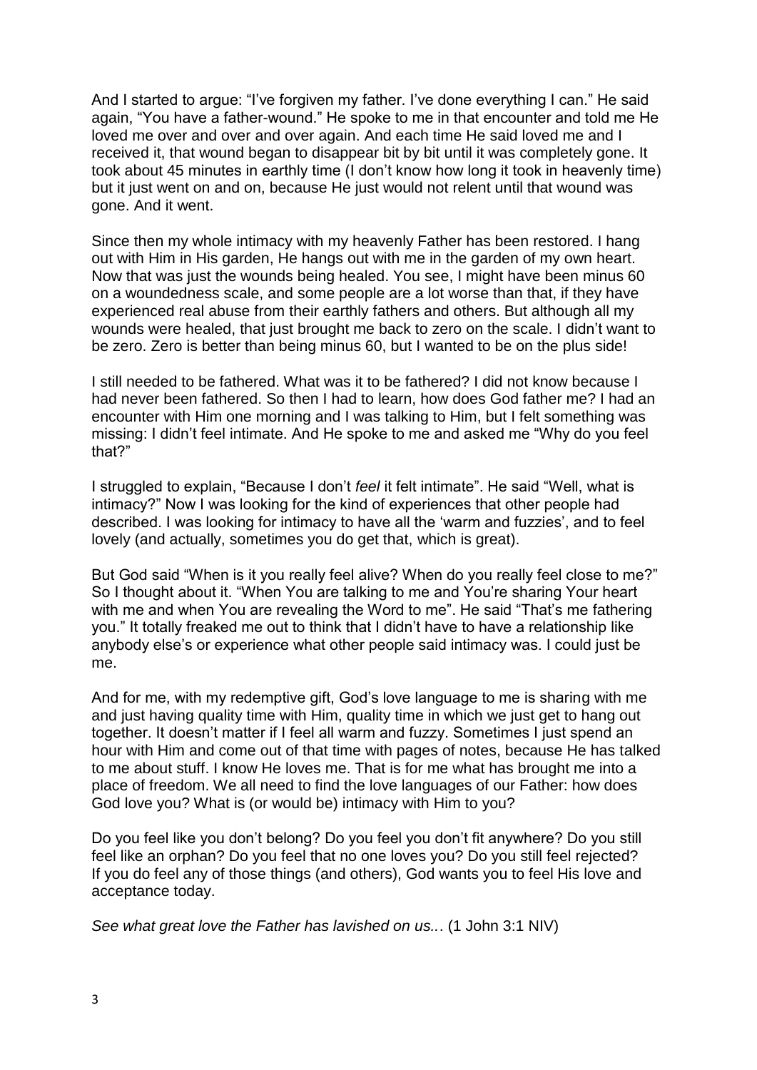And I started to argue: "I've forgiven my father. I've done everything I can." He said again, "You have a father-wound." He spoke to me in that encounter and told me He loved me over and over and over again. And each time He said loved me and I received it, that wound began to disappear bit by bit until it was completely gone. It took about 45 minutes in earthly time (I don't know how long it took in heavenly time) but it just went on and on, because He just would not relent until that wound was gone. And it went.

Since then my whole intimacy with my heavenly Father has been restored. I hang out with Him in His garden, He hangs out with me in the garden of my own heart. Now that was just the wounds being healed. You see, I might have been minus 60 on a woundedness scale, and some people are a lot worse than that, if they have experienced real abuse from their earthly fathers and others. But although all my wounds were healed, that just brought me back to zero on the scale. I didn't want to be zero. Zero is better than being minus 60, but I wanted to be on the plus side!

I still needed to be fathered. What was it to be fathered? I did not know because I had never been fathered. So then I had to learn, how does God father me? I had an encounter with Him one morning and I was talking to Him, but I felt something was missing: I didn't feel intimate. And He spoke to me and asked me "Why do you feel that?"

I struggled to explain, "Because I don't *feel* it felt intimate". He said "Well, what is intimacy?" Now I was looking for the kind of experiences that other people had described. I was looking for intimacy to have all the 'warm and fuzzies', and to feel lovely (and actually, sometimes you do get that, which is great).

But God said "When is it you really feel alive? When do you really feel close to me?" So I thought about it. "When You are talking to me and You're sharing Your heart with me and when You are revealing the Word to me". He said "That's me fathering you." It totally freaked me out to think that I didn't have to have a relationship like anybody else's or experience what other people said intimacy was. I could just be me.

And for me, with my redemptive gift, God's love language to me is sharing with me and just having quality time with Him, quality time in which we just get to hang out together. It doesn't matter if I feel all warm and fuzzy. Sometimes I just spend an hour with Him and come out of that time with pages of notes, because He has talked to me about stuff. I know He loves me. That is for me what has brought me into a place of freedom. We all need to find the love languages of our Father: how does God love you? What is (or would be) intimacy with Him to you?

Do you feel like you don't belong? Do you feel you don't fit anywhere? Do you still feel like an orphan? Do you feel that no one loves you? Do you still feel rejected? If you do feel any of those things (and others), God wants you to feel His love and acceptance today.

*See what great love the Father has lavished on us...* (1 John 3:1 NIV)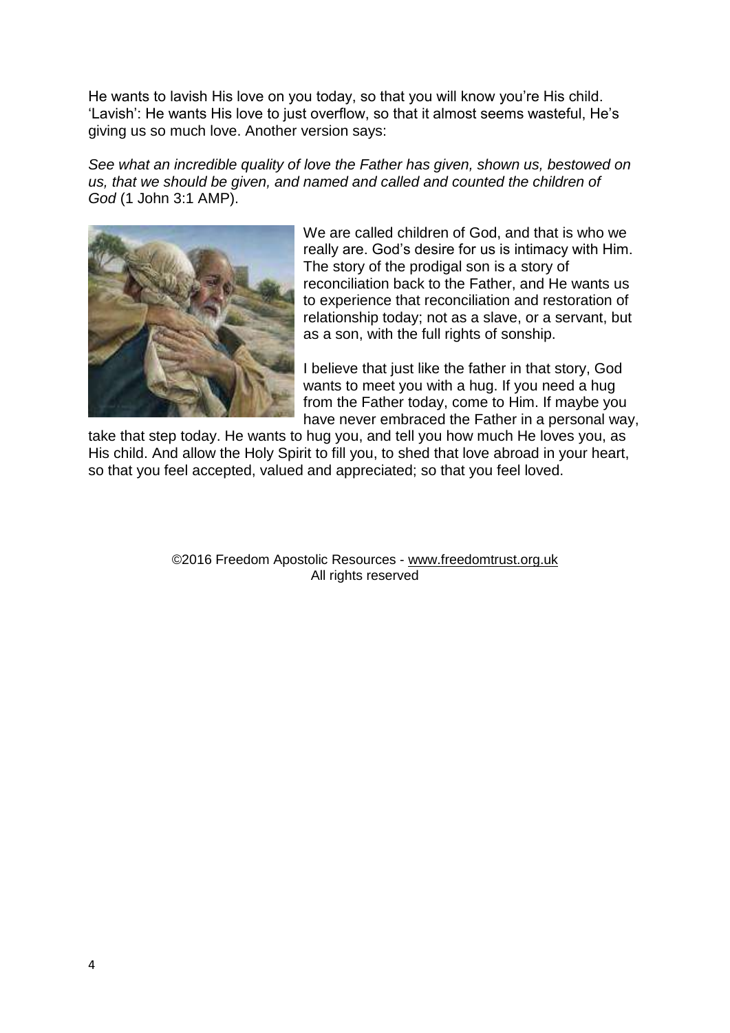He wants to lavish His love on you today, so that you will know you're His child. 'Lavish': He wants His love to just overflow, so that it almost seems wasteful, He's giving us so much love. Another version says:

*See what an incredible quality of love the Father has given, shown us, bestowed on us, that we should be given, and named and called and counted the children of God* (1 John 3:1 AMP).

We are called children of God, and that is who we really are. God's desire for us is intimacy with Him. The story of the prodigal son is a story of reconciliation back to the Father, and He wants us to experience that reconciliation and restoration of relationship today; not as a slave, or a servant, but as a son, with the full rights of sonship.

I believe that just like the father in that story, God wants to meet you with a hug. If you need a hug from the Father today, come to Him. If maybe you have never embraced the Father in a personal way, take that step today. He wants to hug you, and tell you how much He loves you, as His child. And allow the Holy Spirit to fill you, to shed that love abroad in your heart, so that you feel accepted, valued and appreciated; so that you feel loved.

©2016 Freedom Apostolic Resources - www.freedomtrust.org.uk
All rights reserved